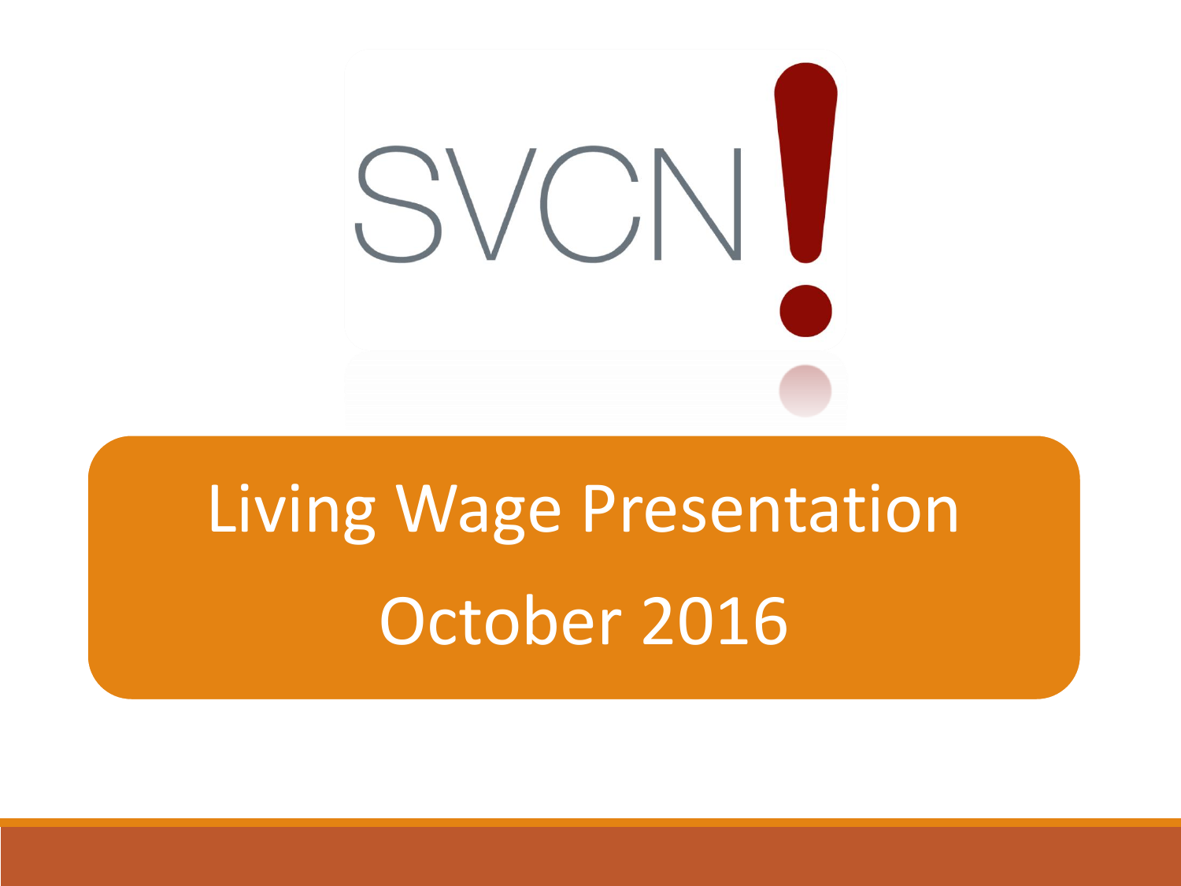SVCN!

# Living Wage Presentation

## October 2016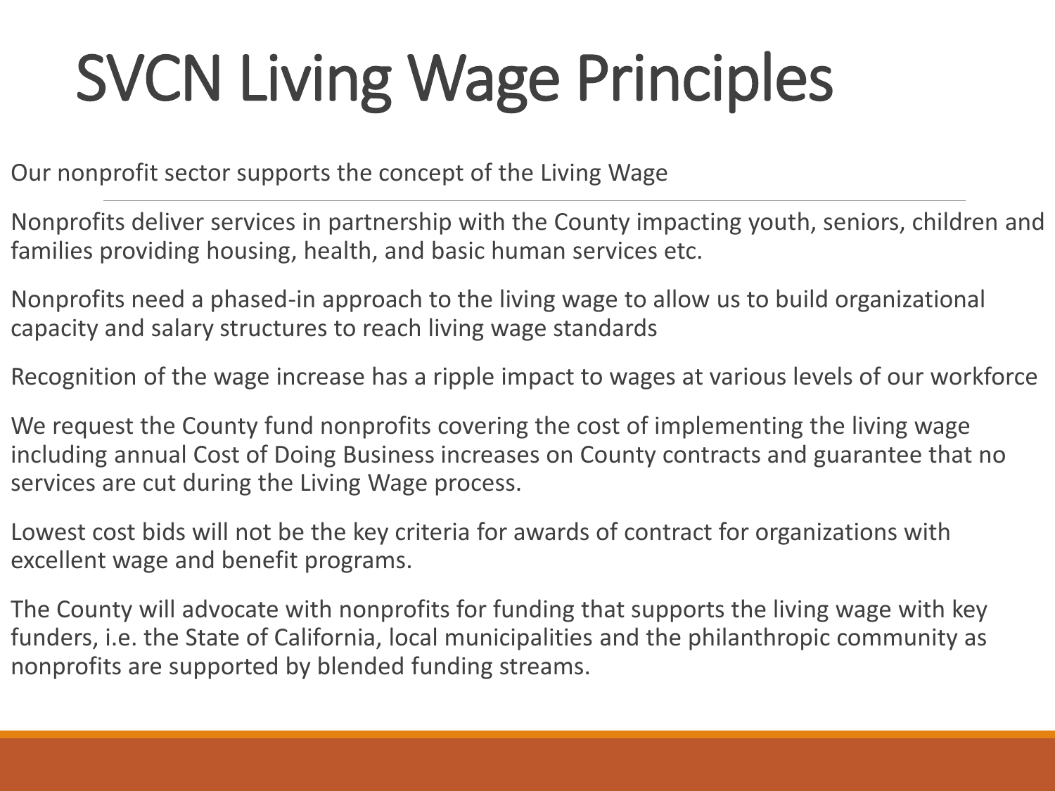# SVCN Living Wage Principles

Our nonprofit sector supports the concept of the Living Wage

Nonprofits deliver services in partnership with the County impacting youth, seniors, children and families providing housing, health, and basic human services etc.

Nonprofits need a phased-in approach to the living wage to allow us to build organizational capacity and salary structures to reach living wage standards

Recognition of the wage increase has a ripple impact to wages at various levels of our workforce

We request the County fund nonprofits covering the cost of implementing the living wage including annual Cost of Doing Business increases on County contracts and guarantee that no services are cut during the Living Wage process.

Lowest cost bids will not be the key criteria for awards of contract for organizations with excellent wage and benefit programs.

The County will advocate with nonprofits for funding that supports the living wage with key funders, i.e. the State of California, local municipalities and the philanthropic community as nonprofits are supported by blended funding streams.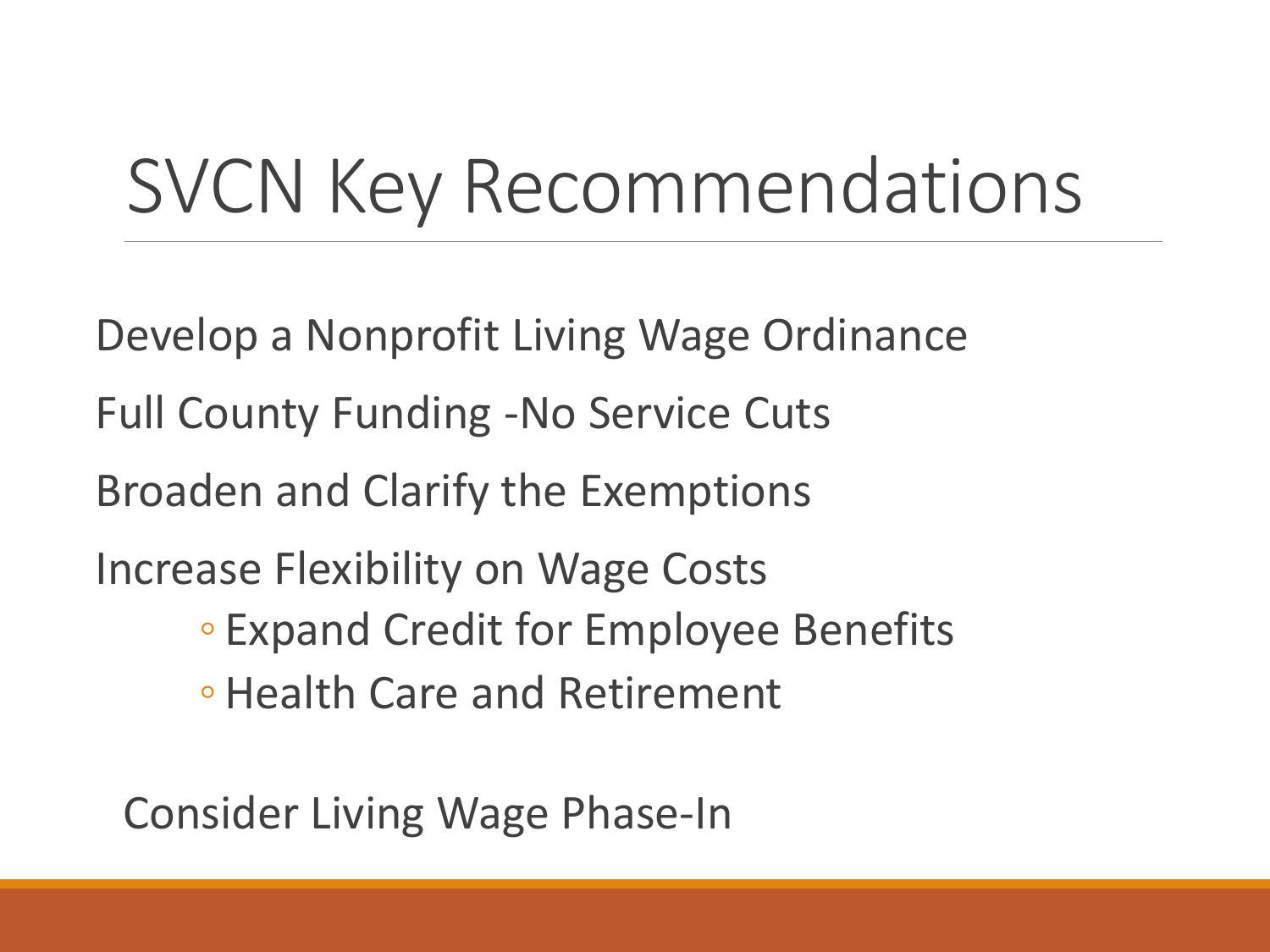# SVCN Key Recommendations

Develop a Nonprofit Living Wage Ordinance

Full County Funding -No Service Cuts

Broaden and Clarify the Exemptions

Increase Flexibility on Wage Costs

- Expand Credit for Employee Benefits
- Health Care and Retirement

Consider Living Wage Phase-In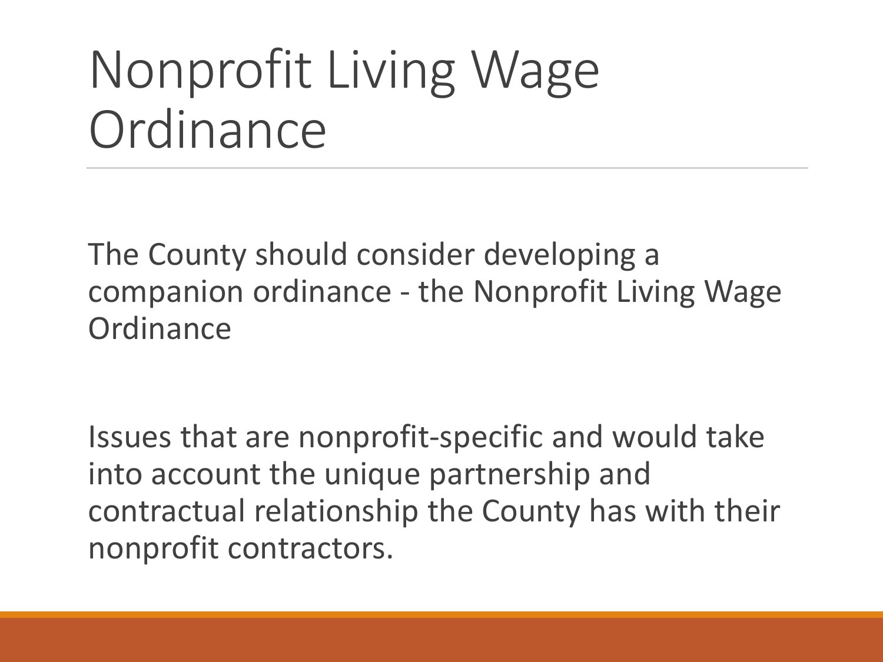# Nonprofit Living Wage Ordinance

The County should consider developing a companion ordinance - the Nonprofit Living Wage Ordinance

Issues that are nonprofit-specific and would take into account the unique partnership and contractual relationship the County has with their nonprofit contractors.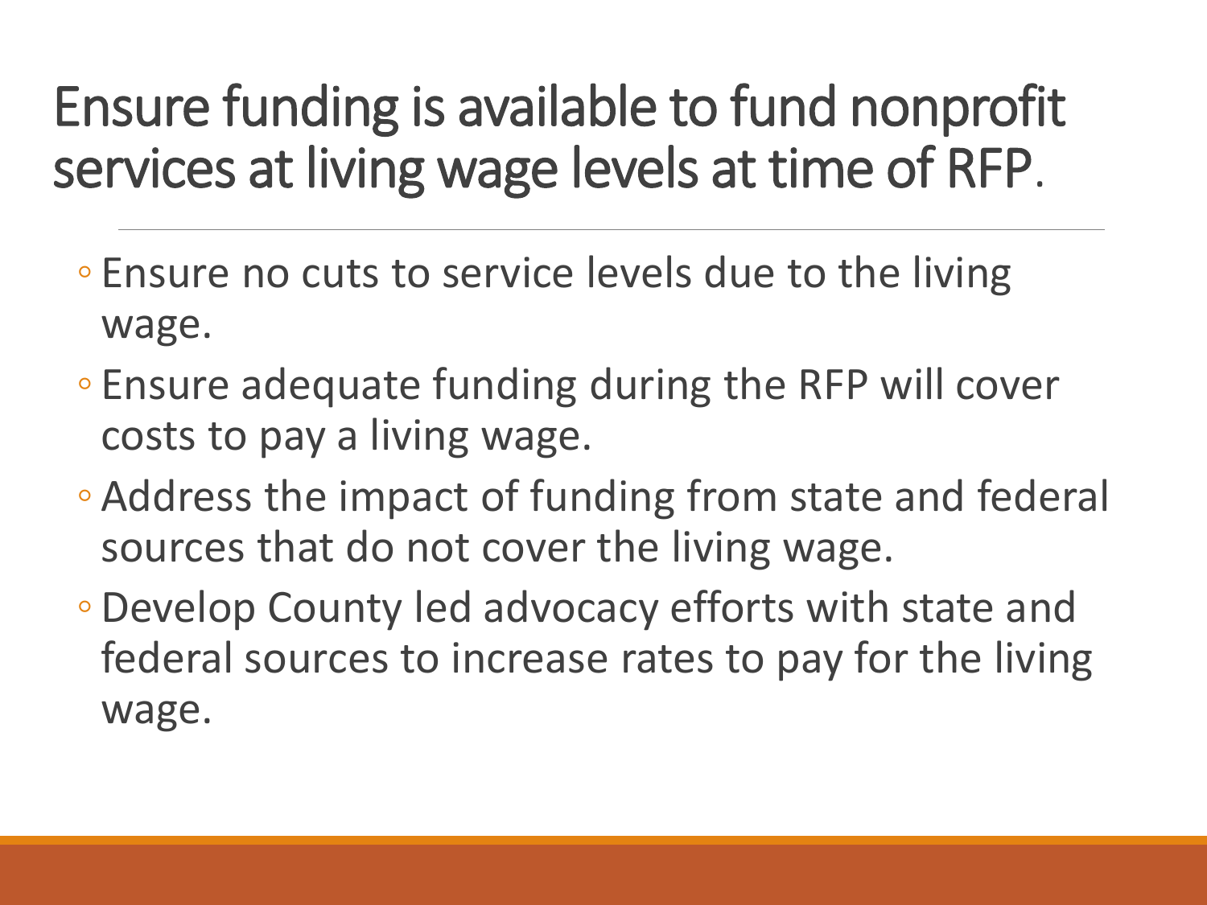# Ensure funding is available to fund nonprofit services at living wage levels at time of RFP.

- Ensure no cuts to service levels due to the living wage.
- Ensure adequate funding during the RFP will cover costs to pay a living wage.
- Address the impact of funding from state and federal sources that do not cover the living wage.
- Develop County led advocacy efforts with state and federal sources to increase rates to pay for the living wage.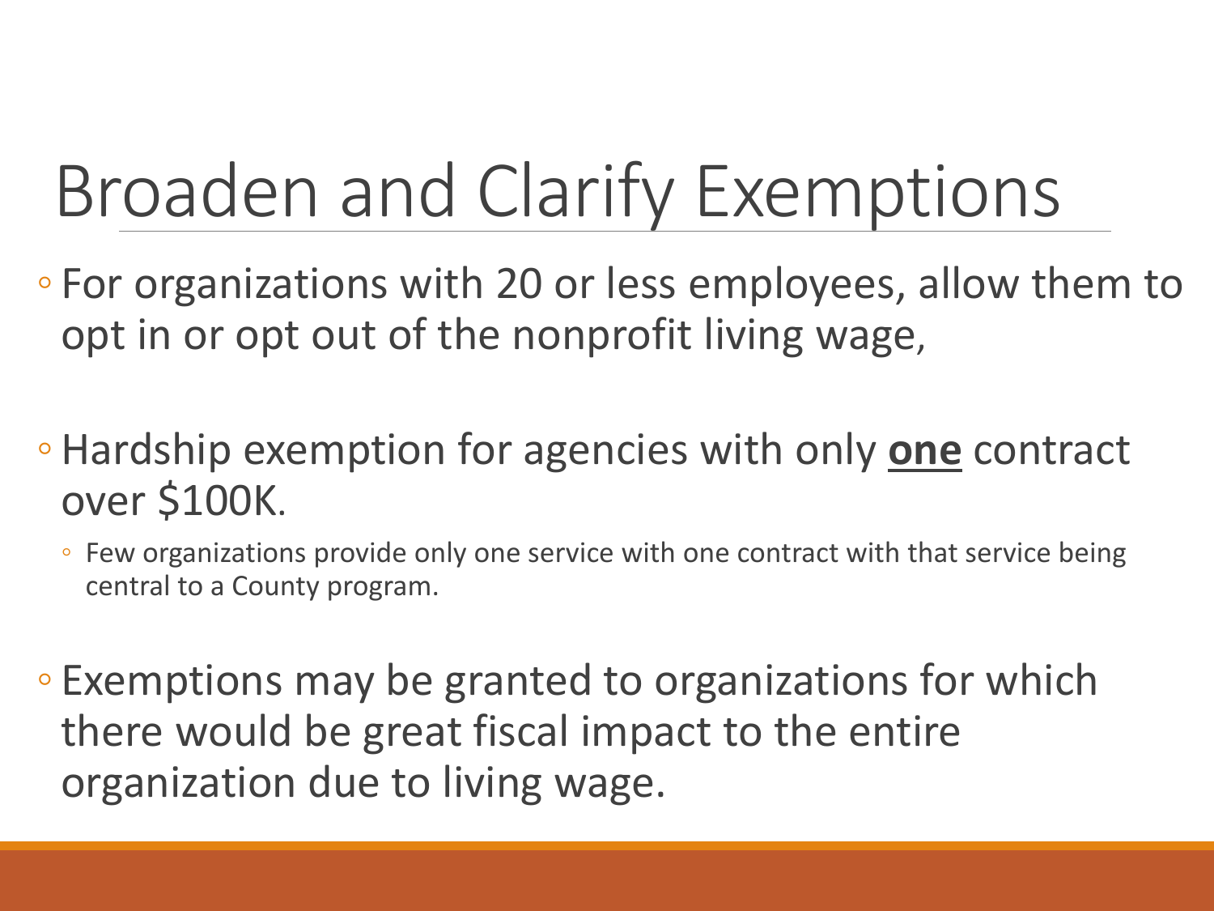# Broaden and Clarify Exemptions

- For organizations with 20 or less employees, allow them to opt in or opt out of the nonprofit living wage,
- Hardship exemption for agencies with only **one** contract over $100K.
  - Few organizations provide only one service with one contract with that service being central to a County program.
- Exemptions may be granted to organizations for which there would be great fiscal impact to the entire organization due to living wage.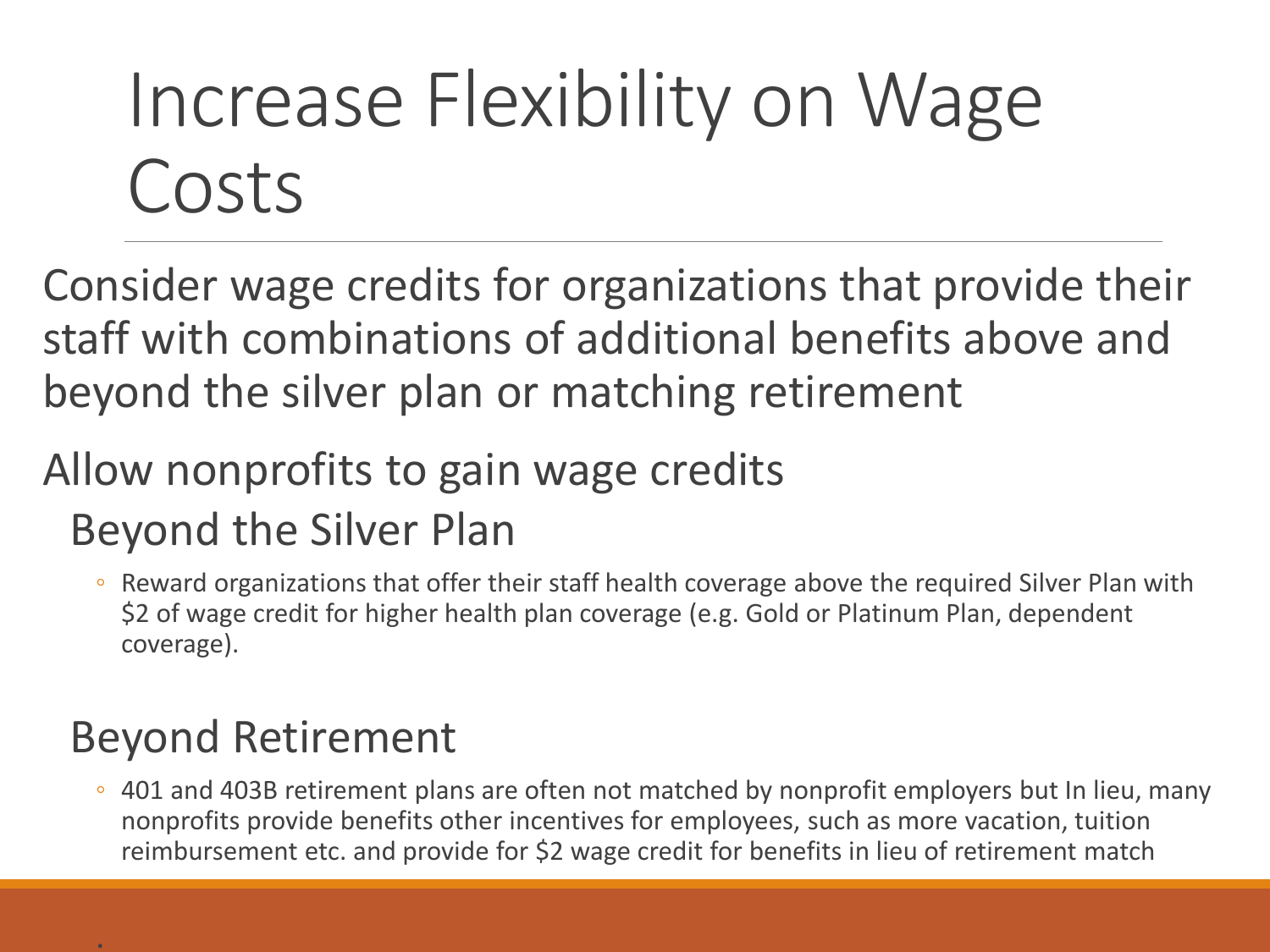# Increase Flexibility on Wage Costs

Consider wage credits for organizations that provide their staff with combinations of additional benefits above and beyond the silver plan or matching retirement

Allow nonprofits to gain wage credits

## Beyond the Silver Plan

- Reward organizations that offer their staff health coverage above the required Silver Plan with $2 of wage credit for higher health plan coverage (e.g. Gold or Platinum Plan, dependent coverage).

## Beyond Retirement

- 401 and 403B retirement plans are often not matched by nonprofit employers but In lieu, many nonprofits provide benefits other incentives for employees, such as more vacation, tuition reimbursement etc. and provide for $2 wage credit for benefits in lieu of retirement match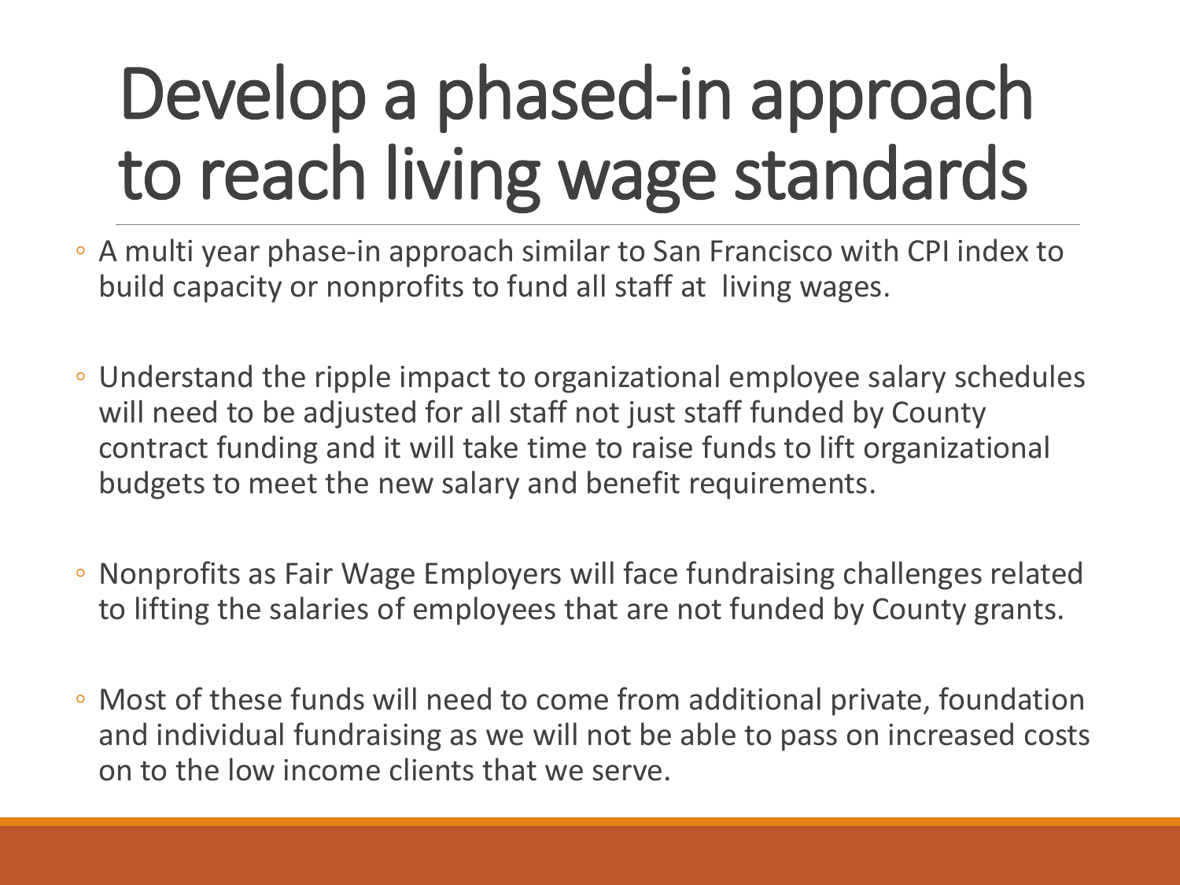# Develop a phased-in approach to reach living wage standards

- A multi year phase-in approach similar to San Francisco with CPI index to build capacity or nonprofits to fund all staff at living wages.
- Understand the ripple impact to organizational employee salary schedules will need to be adjusted for all staff not just staff funded by County contract funding and it will take time to raise funds to lift organizational budgets to meet the new salary and benefit requirements.
- Nonprofits as Fair Wage Employers will face fundraising challenges related to lifting the salaries of employees that are not funded by County grants.
- Most of these funds will need to come from additional private, foundation and individual fundraising as we will not be able to pass on increased costs on to the low income clients that we serve.